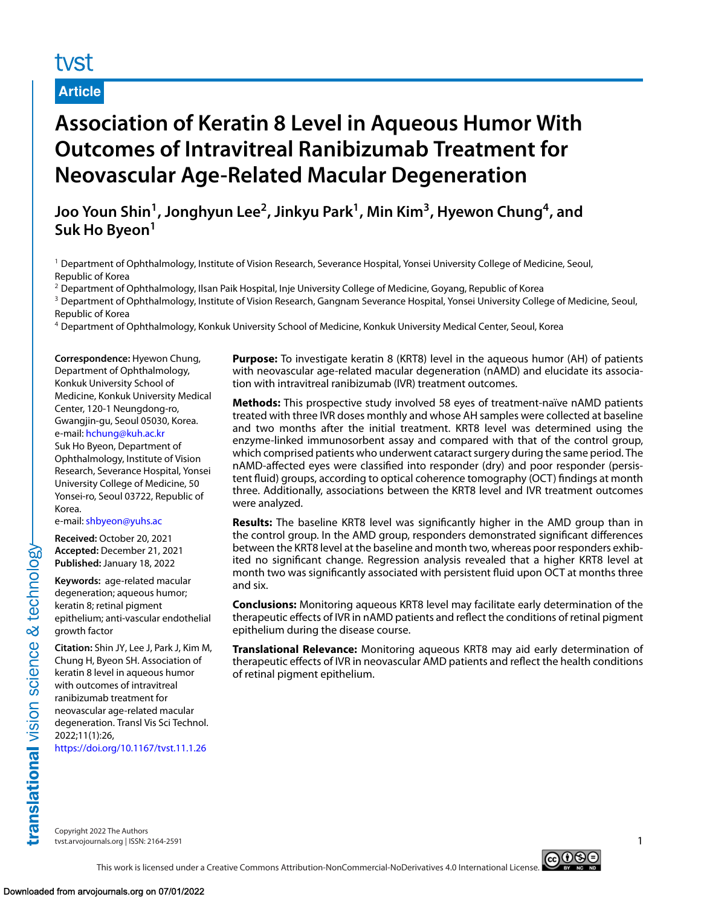Article

# Association of Keratin 8 Level in Aqueous Humor With Outcomes of Intravitreal Ranibizumab Treatment for Neovascular Age-Related Macular Degeneration

**Joo Youn Shin[1], Jonghyun Lee[2], Jinkyu Park[1], Min Kim[3], Hyewon Chung[4], and Suk Ho Byeon[1]**

[1] Department of Ophthalmology, Institute of Vision Research, Severance Hospital, Yonsei University College of Medicine, Seoul, Republic of Korea
[2] Department of Ophthalmology, Ilsan Paik Hospital, Inje University College of Medicine, Goyang, Republic of Korea
[3] Department of Ophthalmology, Institute of Vision Research, Gangnam Severance Hospital, Yonsei University College of Medicine, Seoul, Republic of Korea
[4] Department of Ophthalmology, Konkuk University School of Medicine, Konkuk University Medical Center, Seoul, Korea

**Correspondence:** Hyewon Chung, Department of Ophthalmology, Konkuk University School of Medicine, Konkuk University Medical Center, 120-1 Neungdong-ro, Gwangjin-gu, Seoul 05030, Korea. e-mail: hchung@kuh.ac.kr
Suk Ho Byeon, Department of Ophthalmology, Institute of Vision Research, Severance Hospital, Yonsei University College of Medicine, 50 Yonsei-ro, Seoul 03722, Republic of Korea.
e-mail: shbyeon@yuhs.ac

**Received:** October 20, 2021
**Accepted:** December 21, 2021
**Published:** January 18, 2022

**Keywords:** age-related macular degeneration; aqueous humor; keratin 8; retinal pigment epithelium; anti-vascular endothelial growth factor

**Citation:** Shin JY, Lee J, Park J, Kim M, Chung H, Byeon SH. Association of keratin 8 level in aqueous humor with outcomes of intravitreal ranibizumab treatment for neovascular age-related macular degeneration. Transl Vis Sci Technol. 2022;11(1):26, https://doi.org/10.1167/tvst.11.1.26

**Purpose:** To investigate keratin 8 (KRT8) level in the aqueous humor (AH) of patients with neovascular age-related macular degeneration (nAMD) and elucidate its association with intravitreal ranibizumab (IVR) treatment outcomes.

**Methods:** This prospective study involved 58 eyes of treatment-naïve nAMD patients treated with three IVR doses monthly and whose AH samples were collected at baseline and two months after the initial treatment. KRT8 level was determined using the enzyme-linked immunosorbent assay and compared with that of the control group, which comprised patients who underwent cataract surgery during the same period. The nAMD-affected eyes were classified into responder (dry) and poor responder (persistent fluid) groups, according to optical coherence tomography (OCT) findings at month three. Additionally, associations between the KRT8 level and IVR treatment outcomes were analyzed.

**Results:** The baseline KRT8 level was significantly higher in the AMD group than in the control group. In the AMD group, responders demonstrated significant differences between the KRT8 level at the baseline and month two, whereas poor responders exhibited no significant change. Regression analysis revealed that a higher KRT8 level at month two was significantly associated with persistent fluid upon OCT at months three and six.

**Conclusions:** Monitoring aqueous KRT8 level may facilitate early determination of the therapeutic effects of IVR in nAMD patients and reflect the conditions of retinal pigment epithelium during the disease course.

**Translational Relevance:** Monitoring aqueous KRT8 may aid early determination of therapeutic effects of IVR in neovascular AMD patients and reflect the health conditions of retinal pigment epithelium.

Copyright 2022 The Authors
tvst.arvojournals.org | ISSN: 2164-2591

This work is licensed under a Creative Commons Attribution-NonCommercial-NoDerivatives 4.0 International License.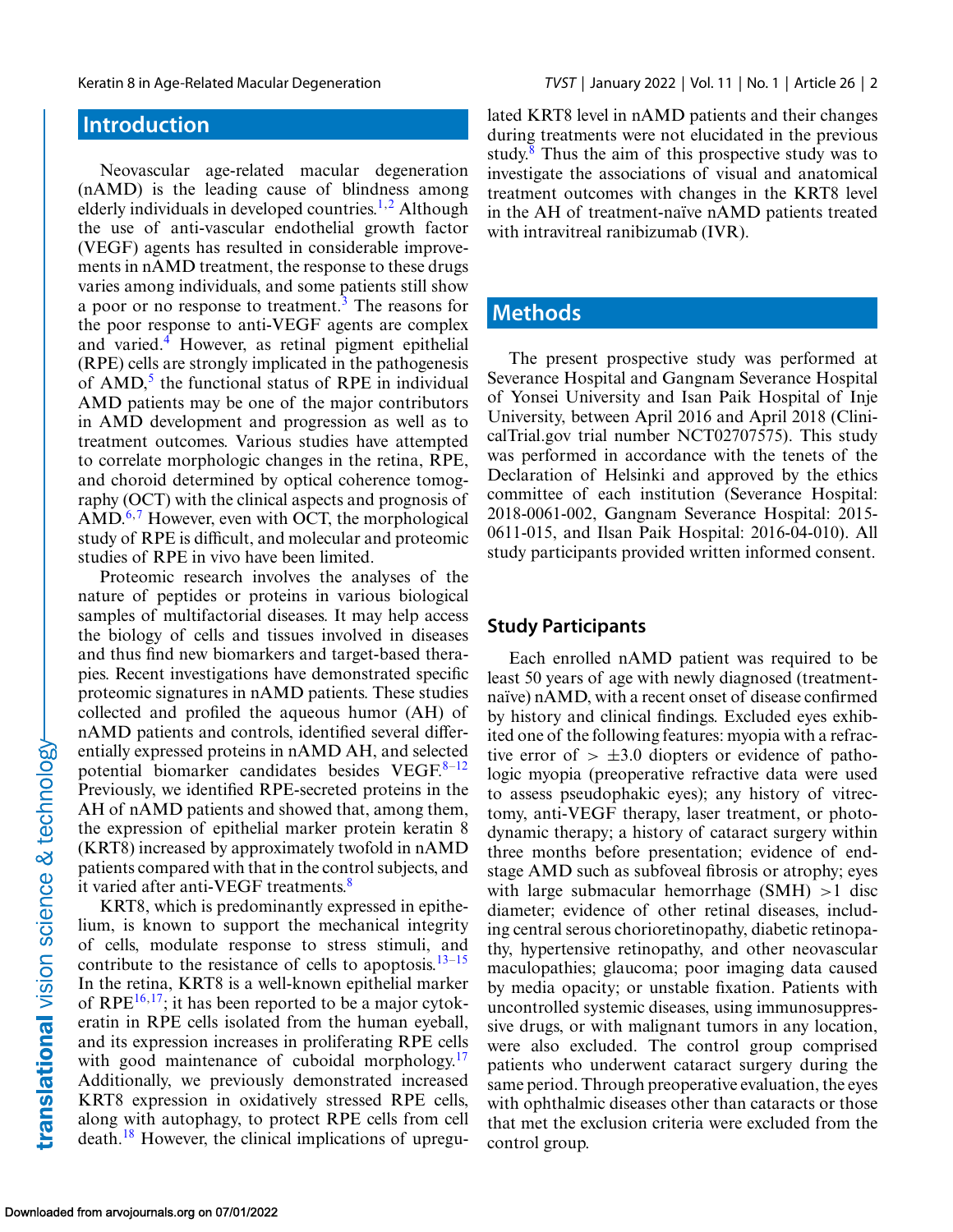## Introduction

Neovascular age-related macular degeneration (nAMD) is the leading cause of blindness among elderly individuals in developed countries.[1,2] Although the use of anti-vascular endothelial growth factor (VEGF) agents has resulted in considerable improvements in nAMD treatment, the response to these drugs varies among individuals, and some patients still show a poor or no response to treatment.[3] The reasons for the poor response to anti-VEGF agents are complex and varied.[4] However, as retinal pigment epithelial (RPE) cells are strongly implicated in the pathogenesis of AMD,[5] the functional status of RPE in individual AMD patients may be one of the major contributors in AMD development and progression as well as to treatment outcomes. Various studies have attempted to correlate morphologic changes in the retina, RPE, and choroid determined by optical coherence tomography (OCT) with the clinical aspects and prognosis of AMD.[6,7] However, even with OCT, the morphological study of RPE is difficult, and molecular and proteomic studies of RPE in vivo have been limited.

Proteomic research involves the analyses of the nature of peptides or proteins in various biological samples of multifactorial diseases. It may help access the biology of cells and tissues involved in diseases and thus find new biomarkers and target-based therapies. Recent investigations have demonstrated specific proteomic signatures in nAMD patients. These studies collected and profiled the aqueous humor (AH) of nAMD patients and controls, identified several differentially expressed proteins in nAMD AH, and selected potential biomarker candidates besides VEGF.[8–12] Previously, we identified RPE-secreted proteins in the AH of nAMD patients and showed that, among them, the expression of epithelial marker protein keratin 8 (KRT8) increased by approximately twofold in nAMD patients compared with that in the control subjects, and it varied after anti-VEGF treatments.[8]

KRT8, which is predominantly expressed in epithelium, is known to support the mechanical integrity of cells, modulate response to stress stimuli, and contribute to the resistance of cells to apoptosis.[13–15] In the retina, KRT8 is a well-known epithelial marker of RPE[16,17]; it has been reported to be a major cytokeratin in RPE cells isolated from the human eyeball, and its expression increases in proliferating RPE cells with good maintenance of cuboidal morphology.[17] Additionally, we previously demonstrated increased KRT8 expression in oxidatively stressed RPE cells, along with autophagy, to protect RPE cells from cell death.[18] However, the clinical implications of upregulated KRT8 level in nAMD patients and their changes during treatments were not elucidated in the previous study.[8] Thus the aim of this prospective study was to investigate the associations of visual and anatomical treatment outcomes with changes in the KRT8 level in the AH of treatment-naïve nAMD patients treated with intravitreal ranibizumab (IVR).

## Methods

The present prospective study was performed at Severance Hospital and Gangnam Severance Hospital of Yonsei University and Isan Paik Hospital of Inje University, between April 2016 and April 2018 (ClinicalTrial.gov trial number NCT02707575). This study was performed in accordance with the tenets of the Declaration of Helsinki and approved by the ethics committee of each institution (Severance Hospital: 2018-0061-002, Gangnam Severance Hospital: 2015-0611-015, and Ilsan Paik Hospital: 2016-04-010). All study participants provided written informed consent.

### Study Participants

Each enrolled nAMD patient was required to be least 50 years of age with newly diagnosed (treatment-naïve) nAMD, with a recent onset of disease confirmed by history and clinical findings. Excluded eyes exhibited one of the following features: myopia with a refractive error of $> \pm 3.0$ diopters or evidence of pathologic myopia (preoperative refractive data were used to assess pseudophakic eyes); any history of vitrectomy, anti-VEGF therapy, laser treatment, or photodynamic therapy; a history of cataract surgery within three months before presentation; evidence of end-stage AMD such as subfoveal fibrosis or atrophy; eyes with large submacular hemorrhage (SMH) $>1$ disc diameter; evidence of other retinal diseases, including central serous chorioretinopathy, diabetic retinopathy, hypertensive retinopathy, and other neovascular maculopathies; glaucoma; poor imaging data caused by media opacity; or unstable fixation. Patients with uncontrolled systemic diseases, using immunosuppressive drugs, or with malignant tumors in any location, were also excluded. The control group comprised patients who underwent cataract surgery during the same period. Through preoperative evaluation, the eyes with ophthalmic diseases other than cataracts or those that met the exclusion criteria were excluded from the control group.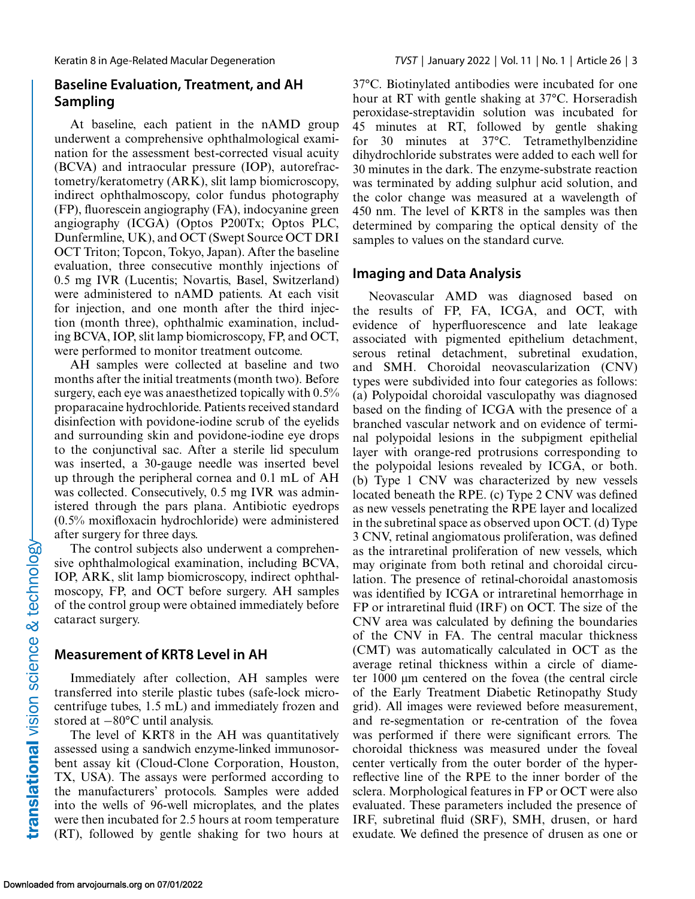## Baseline Evaluation, Treatment, and AH Sampling

At baseline, each patient in the nAMD group underwent a comprehensive ophthalmological examination for the assessment best-corrected visual acuity (BCVA) and intraocular pressure (IOP), autorefractometry/keratometry (ARK), slit lamp biomicroscopy, indirect ophthalmoscopy, color fundus photography (FP), fluorescein angiography (FA), indocyanine green angiography (ICGA) (Optos P200Tx; Optos PLC, Dunfermline, UK), and OCT (Swept Source OCT DRI OCT Triton; Topcon, Tokyo, Japan). After the baseline evaluation, three consecutive monthly injections of 0.5 mg IVR (Lucentis; Novartis, Basel, Switzerland) were administered to nAMD patients. At each visit for injection, and one month after the third injection (month three), ophthalmic examination, including BCVA, IOP, slit lamp biomicroscopy, FP, and OCT, were performed to monitor treatment outcome.

AH samples were collected at baseline and two months after the initial treatments (month two). Before surgery, each eye was anaesthetized topically with 0.5% proparacaine hydrochloride. Patients received standard disinfection with povidone-iodine scrub of the eyelids and surrounding skin and povidone-iodine eye drops to the conjunctival sac. After a sterile lid speculum was inserted, a 30-gauge needle was inserted bevel up through the peripheral cornea and 0.1 mL of AH was collected. Consecutively, 0.5 mg IVR was administered through the pars plana. Antibiotic eyedrops (0.5% moxifloxacin hydrochloride) were administered after surgery for three days.

The control subjects also underwent a comprehensive ophthalmological examination, including BCVA, IOP, ARK, slit lamp biomicroscopy, indirect ophthalmoscopy, FP, and OCT before surgery. AH samples of the control group were obtained immediately before cataract surgery.

## Measurement of KRT8 Level in AH

Immediately after collection, AH samples were transferred into sterile plastic tubes (safe-lock microcentrifuge tubes, 1.5 mL) and immediately frozen and stored at −80°C until analysis.

The level of KRT8 in the AH was quantitatively assessed using a sandwich enzyme-linked immunosorbent assay kit (Cloud-Clone Corporation, Houston, TX, USA). The assays were performed according to the manufacturers' protocols. Samples were added into the wells of 96-well microplates, and the plates were then incubated for 2.5 hours at room temperature (RT), followed by gentle shaking for two hours at 37°C. Biotinylated antibodies were incubated for one hour at RT with gentle shaking at 37°C. Horseradish peroxidase-streptavidin solution was incubated for 45 minutes at RT, followed by gentle shaking for 30 minutes at 37°C. Tetramethylbenzidine dihydrochloride substrates were added to each well for 30 minutes in the dark. The enzyme-substrate reaction was terminated by adding sulphur acid solution, and the color change was measured at a wavelength of 450 nm. The level of KRT8 in the samples was then determined by comparing the optical density of the samples to values on the standard curve.

## Imaging and Data Analysis

Neovascular AMD was diagnosed based on the results of FP, FA, ICGA, and OCT, with evidence of hyperfluorescence and late leakage associated with pigmented epithelium detachment, serous retinal detachment, subretinal exudation, and SMH. Choroidal neovascularization (CNV) types were subdivided into four categories as follows: (a) Polypoidal choroidal vasculopathy was diagnosed based on the finding of ICGA with the presence of a branched vascular network and on evidence of terminal polypoidal lesions in the subpigment epithelial layer with orange-red protrusions corresponding to the polypoidal lesions revealed by ICGA, or both. (b) Type 1 CNV was characterized by new vessels located beneath the RPE. (c) Type 2 CNV was defined as new vessels penetrating the RPE layer and localized in the subretinal space as observed upon OCT. (d) Type 3 CNV, retinal angiomatous proliferation, was defined as the intraretinal proliferation of new vessels, which may originate from both retinal and choroidal circulation. The presence of retinal-choroidal anastomosis was identified by ICGA or intraretinal hemorrhage in FP or intraretinal fluid (IRF) on OCT. The size of the CNV area was calculated by defining the boundaries of the CNV in FA. The central macular thickness (CMT) was automatically calculated in OCT as the average retinal thickness within a circle of diameter 1000 µm centered on the fovea (the central circle of the Early Treatment Diabetic Retinopathy Study grid). All images were reviewed before measurement, and re-segmentation or re-centration of the fovea was performed if there were significant errors. The choroidal thickness was measured under the foveal center vertically from the outer border of the hyperreflective line of the RPE to the inner border of the sclera. Morphological features in FP or OCT were also evaluated. These parameters included the presence of IRF, subretinal fluid (SRF), SMH, drusen, or hard exudate. We defined the presence of drusen as one or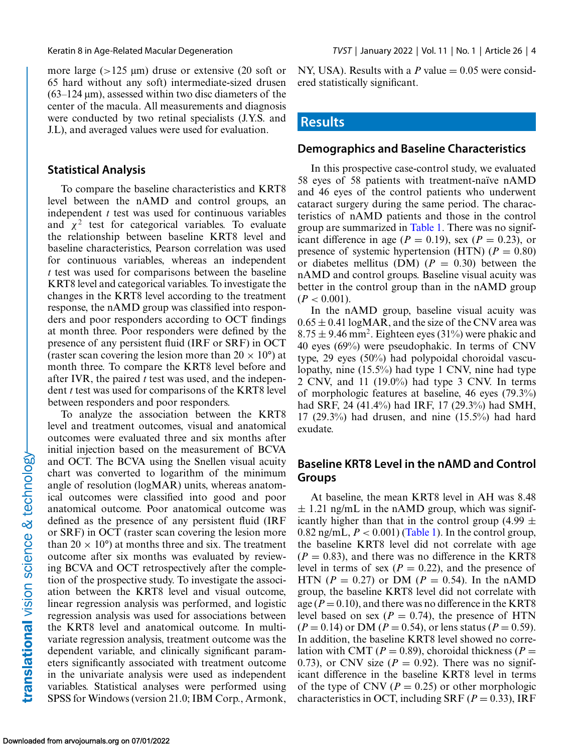more large (>125 μm) druse or extensive (20 soft or 65 hard without any soft) intermediate-sized drusen (63–124 μm), assessed within two disc diameters of the center of the macula. All measurements and diagnosis were conducted by two retinal specialists (J.Y.S. and J.L), and averaged values were used for evaluation.

### Statistical Analysis

To compare the baseline characteristics and KRT8 level between the nAMD and control groups, an independent *t* test was used for continuous variables and $\chi^2$ test for categorical variables. To evaluate the relationship between baseline KRT8 level and baseline characteristics, Pearson correlation was used for continuous variables, whereas an independent *t* test was used for comparisons between the baseline KRT8 level and categorical variables. To investigate the changes in the KRT8 level according to the treatment response, the nAMD group was classified into responders and poor responders according to OCT findings at month three. Poor responders were defined by the presence of any persistent fluid (IRF or SRF) in OCT (raster scan covering the lesion more than $20 \times 10°$) at month three. To compare the KRT8 level before and after IVR, the paired *t* test was used, and the independent *t* test was used for comparisons of the KRT8 level between responders and poor responders.

To analyze the association between the KRT8 level and treatment outcomes, visual and anatomical outcomes were evaluated three and six months after initial injection based on the measurement of BCVA and OCT. The BCVA using the Snellen visual acuity chart was converted to logarithm of the minimum angle of resolution (logMAR) units, whereas anatomical outcomes were classified into good and poor anatomical outcome. Poor anatomical outcome was defined as the presence of any persistent fluid (IRF or SRF) in OCT (raster scan covering the lesion more than $20 \times 10°$) at months three and six. The treatment outcome after six months was evaluated by reviewing BCVA and OCT retrospectively after the completion of the prospective study. To investigate the association between the KRT8 level and visual outcome, linear regression analysis was performed, and logistic regression analysis was used for associations between the KRT8 level and anatomical outcome. In multivariate regression analysis, treatment outcome was the dependent variable, and clinically significant parameters significantly associated with treatment outcome in the univariate analysis were used as independent variables. Statistical analyses were performed using SPSS for Windows (version 21.0; IBM Corp., Armonk, NY, USA). Results with a $P$ value $= 0.05$ were considered statistically significant.

## Results

### Demographics and Baseline Characteristics

In this prospective case-control study, we evaluated 58 eyes of 58 patients with treatment-naïve nAMD and 46 eyes of the control patients who underwent cataract surgery during the same period. The characteristics of nAMD patients and those in the control group are summarized in Table 1. There was no significant difference in age ($P = 0.19$), sex ($P = 0.23$), or presence of systemic hypertension (HTN) ($P = 0.80$) or diabetes mellitus (DM) ($P = 0.30$) between the nAMD and control groups. Baseline visual acuity was better in the control group than in the nAMD group ($P < 0.001$).

In the nAMD group, baseline visual acuity was $0.65 \pm 0.41$ logMAR, and the size of the CNV area was $8.75 \pm 9.46$ mm$^2$. Eighteen eyes (31%) were phakic and 40 eyes (69%) were pseudophakic. In terms of CNV type, 29 eyes (50%) had polypoidal choroidal vasculopathy, nine (15.5%) had type 1 CNV, nine had type 2 CNV, and 11 (19.0%) had type 3 CNV. In terms of morphologic features at baseline, 46 eyes (79.3%) had SRF, 24 (41.4%) had IRF, 17 (29.3%) had SMH, 17 (29.3%) had drusen, and nine (15.5%) had hard exudate.

### Baseline KRT8 Level in the nAMD and Control Groups

At baseline, the mean KRT8 level in AH was $8.48 \pm 1.21$ ng/mL in the nAMD group, which was significantly higher than that in the control group ($4.99 \pm 0.82$ ng/mL, $P < 0.001$) (Table 1). In the control group, the baseline KRT8 level did not correlate with age ($P = 0.83$), and there was no difference in the KRT8 level in terms of sex ($P = 0.22$), and the presence of HTN ($P = 0.27$) or DM ($P = 0.54$). In the nAMD group, the baseline KRT8 level did not correlate with age ($P = 0.10$), and there was no difference in the KRT8 level based on sex ($P = 0.74$), the presence of HTN ($P = 0.14$) or DM ($P = 0.54$), or lens status ($P = 0.59$). In addition, the baseline KRT8 level showed no correlation with CMT ($P = 0.89$), choroidal thickness ($P = 0.73$), or CNV size ($P = 0.92$). There was no significant difference in the baseline KRT8 level in terms of the type of CNV ($P = 0.25$) or other morphologic characteristics in OCT, including SRF ($P = 0.33$), IRF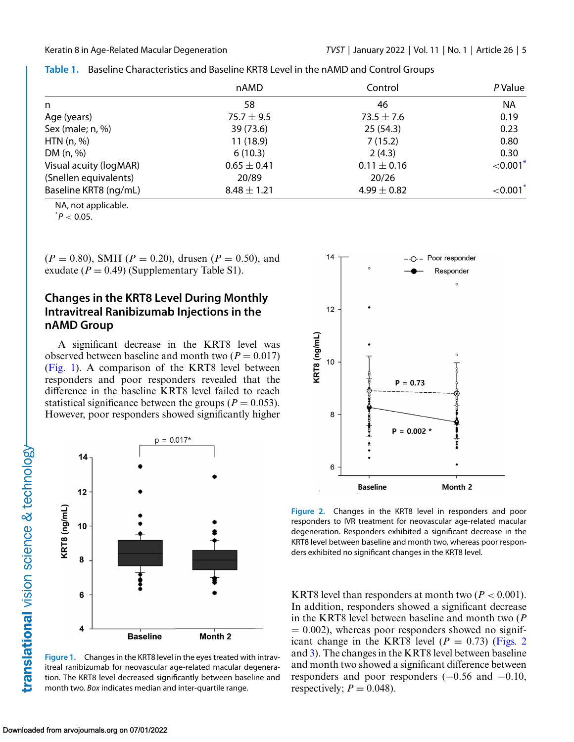Table 1. Baseline Characteristics and Baseline KRT8 Level in the nAMD and Control Groups

| | nAMD | Control | *P* Value |
|---|---|---|---|
| n | 58 | 46 | NA |
| Age (years) | 75.7 ± 9.5 | 73.5 ± 7.6 | 0.19 |
| Sex (male; n, %) | 39 (73.6) | 25 (54.3) | 0.23 |
| HTN (n, %) | 11 (18.9) | 7 (15.2) | 0.80 |
| DM (n, %) | 6 (10.3) | 2 (4.3) | 0.30 |
| Visual acuity (logMAR) | 0.65 ± 0.41 | 0.11 ± 0.16 | <0.001* |
| (Snellen equivalents) | 20/89 | 20/26 | |
| Baseline KRT8 (ng/mL) | 8.48 ± 1.21 | 4.99 ± 0.82 | <0.001* |

NA, not applicable.
*$P < 0.05$.

($P = 0.80$), SMH ($P = 0.20$), drusen ($P = 0.50$), and exudate ($P = 0.49$) (Supplementary Table S1).

## Changes in the KRT8 Level During Monthly Intravitreal Ranibizumab Injections in the nAMD Group

A significant decrease in the KRT8 level was observed between baseline and month two ($P = 0.017$) (Fig. 1). A comparison of the KRT8 level between responders and poor responders revealed that the difference in the baseline KRT8 level failed to reach statistical significance between the groups ($P = 0.053$). However, poor responders showed significantly higher KRT8 level than responders at month two ($P < 0.001$). In addition, responders showed a significant decrease in the KRT8 level between baseline and month two ($P = 0.002$), whereas poor responders showed no significant change in the KRT8 level ($P = 0.73$) (Figs. 2 and 3). The changes in the KRT8 level between baseline and month two showed a significant difference between responders and poor responders (−0.56 and −0.10, respectively; $P = 0.048$).

Figure 1. Changes in the KRT8 level in the eyes treated with intravitreal ranibizumab for neovascular age-related macular degeneration. The KRT8 level decreased significantly between baseline and month two. *Box* indicates median and inter-quartile range.

Figure 2. Changes in the KRT8 level in responders and poor responders to IVR treatment for neovascular age-related macular degeneration. Responders exhibited a significant decrease in the KRT8 level between baseline and month two, whereas poor responders exhibited no significant changes in the KRT8 level.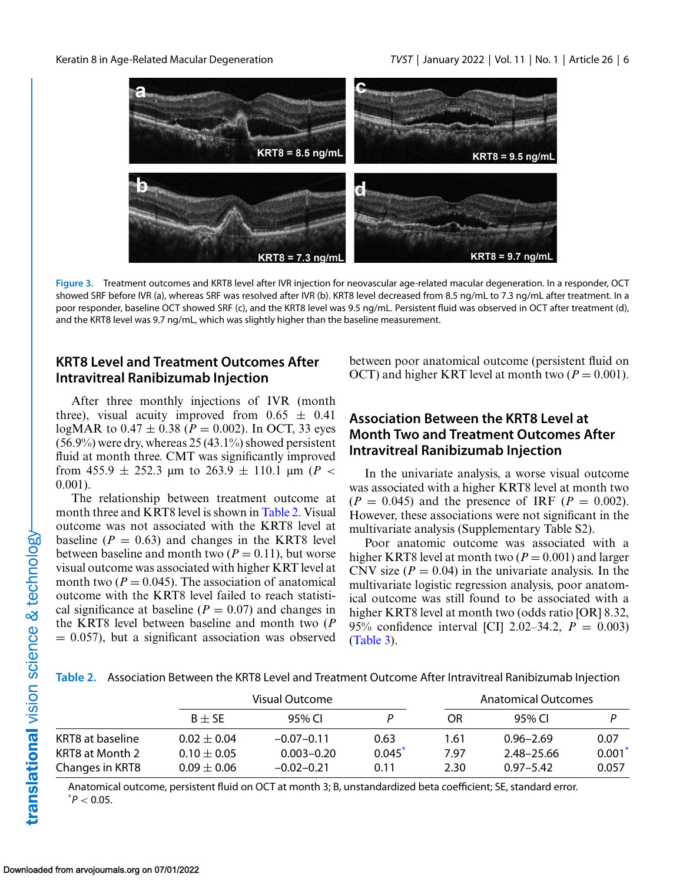Figure 3. Treatment outcomes and KRT8 level after IVR injection for neovascular age-related macular degeneration. In a responder, OCT showed SRF before IVR (a), whereas SRF was resolved after IVR (b). KRT8 level decreased from 8.5 ng/mL to 7.3 ng/mL after treatment. In a poor responder, baseline OCT showed SRF (c), and the KRT8 level was 9.5 ng/mL. Persistent fluid was observed in OCT after treatment (d), and the KRT8 level was 9.7 ng/mL, which was slightly higher than the baseline measurement.

## KRT8 Level and Treatment Outcomes After Intravitreal Ranibizumab Injection

After three monthly injections of IVR (month three), visual acuity improved from $0.65 \pm 0.41$ logMAR to $0.47 \pm 0.38$ ($P = 0.002$). In OCT, 33 eyes (56.9%) were dry, whereas 25 (43.1%) showed persistent fluid at month three. CMT was significantly improved from $455.9 \pm 252.3$ µm to $263.9 \pm 110.1$ µm ($P < 0.001$).

The relationship between treatment outcome at month three and KRT8 level is shown in Table 2. Visual outcome was not associated with the KRT8 level at baseline ($P = 0.63$) and changes in the KRT8 level between baseline and month two ($P = 0.11$), but worse visual outcome was associated with higher KRT level at month two ($P = 0.045$). The association of anatomical outcome with the KRT8 level failed to reach statistical significance at baseline ($P = 0.07$) and changes in the KRT8 level between baseline and month two ($P = 0.057$), but a significant association was observed between poor anatomical outcome (persistent fluid on OCT) and higher KRT level at month two ($P = 0.001$).

## Association Between the KRT8 Level at Month Two and Treatment Outcomes After Intravitreal Ranibizumab Injection

In the univariate analysis, a worse visual outcome was associated with a higher KRT8 level at month two ($P = 0.045$) and the presence of IRF ($P = 0.002$). However, these associations were not significant in the multivariate analysis (Supplementary Table S2).

Poor anatomic outcome was associated with a higher KRT8 level at month two ($P = 0.001$) and larger CNV size ($P = 0.04$) in the univariate analysis. In the multivariate logistic regression analysis, poor anatomical outcome was still found to be associated with a higher KRT8 level at month two (odds ratio [OR] 8.32, 95% confidence interval [CI] 2.02–34.2, $P = 0.003$) (Table 3).

Table 2. Association Between the KRT8 Level and Treatment Outcome After Intravitreal Ranibizumab Injection

| | Visual Outcome | | | Anatomical Outcomes | | |
|---|---|---|---|---|---|---|
| | B ± SE | 95% CI | P | OR | 95% CI | P |
| KRT8 at baseline | 0.02 ± 0.04 | −0.07–0.11 | 0.63 | 1.61 | 0.96–2.69 | 0.07 |
| KRT8 at Month 2 | 0.10 ± 0.05 | 0.003–0.20 | 0.045* | 7.97 | 2.48–25.66 | 0.001* |
| Changes in KRT8 | 0.09 ± 0.06 | −0.02–0.21 | 0.11 | 2.30 | 0.97–5.42 | 0.057 |

Anatomical outcome, persistent fluid on OCT at month 3; B, unstandardized beta coefficient; SE, standard error.
*$P < 0.05$.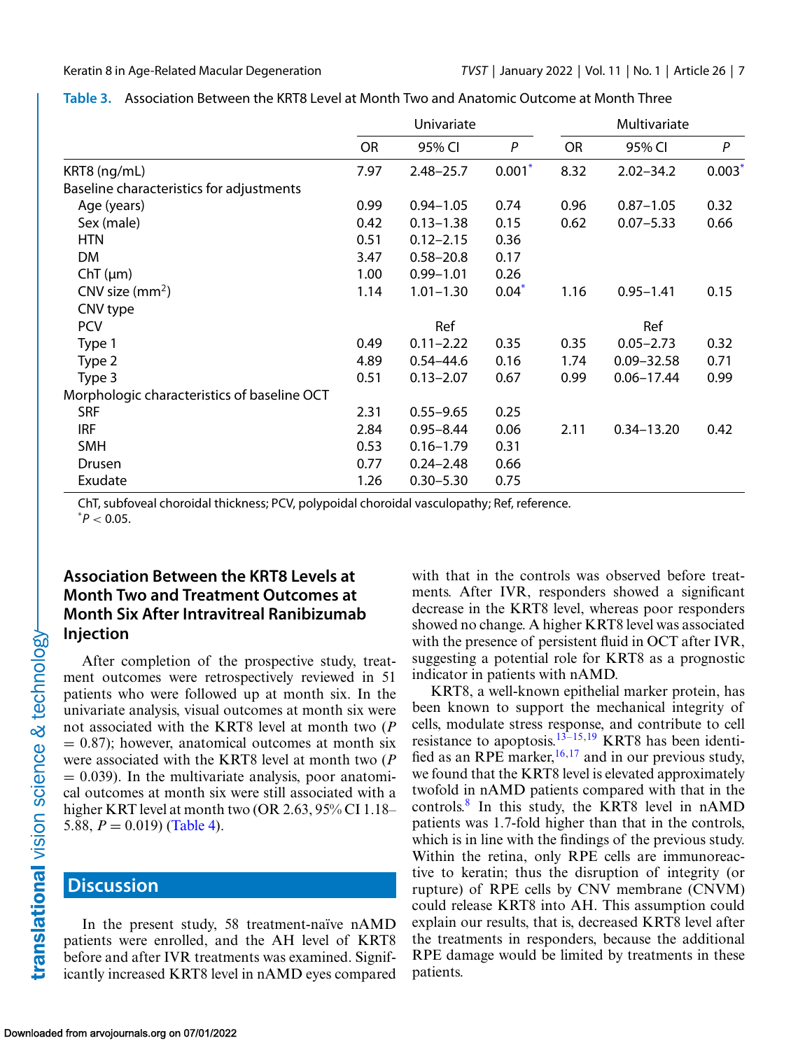**Table 3.** Association Between the KRT8 Level at Month Two and Anatomic Outcome at Month Three

| | Univariate | | | Multivariate | | |
|---|---|---|---|---|---|---|
| | OR | 95% CI | *P* | OR | 95% CI | *P* |
| KRT8 (ng/mL) | 7.97 | 2.48–25.7 | 0.001* | 8.32 | 2.02–34.2 | 0.003* |
| Baseline characteristics for adjustments | | | | | | |
| Age (years) | 0.99 | 0.94–1.05 | 0.74 | 0.96 | 0.87–1.05 | 0.32 |
| Sex (male) | 0.42 | 0.13–1.38 | 0.15 | 0.62 | 0.07–5.33 | 0.66 |
| HTN | 0.51 | 0.12–2.15 | 0.36 | | | |
| DM | 3.47 | 0.58–20.8 | 0.17 | | | |
| ChT (μm) | 1.00 | 0.99–1.01 | 0.26 | | | |
| CNV size (mm$^2$) | 1.14 | 1.01–1.30 | 0.04* | 1.16 | 0.95–1.41 | 0.15 |
| CNV type | | | | | | |
| PCV | | Ref | | | Ref | |
| Type 1 | 0.49 | 0.11–2.22 | 0.35 | 0.35 | 0.05–2.73 | 0.32 |
| Type 2 | 4.89 | 0.54–44.6 | 0.16 | 1.74 | 0.09–32.58 | 0.71 |
| Type 3 | 0.51 | 0.13–2.07 | 0.67 | 0.99 | 0.06–17.44 | 0.99 |
| Morphologic characteristics of baseline OCT | | | | | | |
| SRF | 2.31 | 0.55–9.65 | 0.25 | | | |
| IRF | 2.84 | 0.95–8.44 | 0.06 | 2.11 | 0.34–13.20 | 0.42 |
| SMH | 0.53 | 0.16–1.79 | 0.31 | | | |
| Drusen | 0.77 | 0.24–2.48 | 0.66 | | | |
| Exudate | 1.26 | 0.30–5.30 | 0.75 | | | |

ChT, subfoveal choroidal thickness; PCV, polypoidal choroidal vasculopathy; Ref, reference.
*$P < 0.05$.

## Association Between the KRT8 Levels at Month Two and Treatment Outcomes at Month Six After Intravitreal Ranibizumab Injection

After completion of the prospective study, treatment outcomes were retrospectively reviewed in 51 patients who were followed up at month six. In the univariate analysis, visual outcomes at month six were not associated with the KRT8 level at month two ($P = 0.87$); however, anatomical outcomes at month six were associated with the KRT8 level at month two ($P = 0.039$). In the multivariate analysis, poor anatomical outcomes at month six were still associated with a higher KRT level at month two (OR 2.63, 95% CI 1.18–5.88, $P = 0.019$) (Table 4).

## Discussion

In the present study, 58 treatment-naïve nAMD patients were enrolled, and the AH level of KRT8 before and after IVR treatments was examined. Significantly increased KRT8 level in nAMD eyes compared with that in the controls was observed before treatments. After IVR, responders showed a significant decrease in the KRT8 level, whereas poor responders showed no change. A higher KRT8 level was associated with the presence of persistent fluid in OCT after IVR, suggesting a potential role for KRT8 as a prognostic indicator in patients with nAMD.

KRT8, a well-known epithelial marker protein, has been known to support the mechanical integrity of cells, modulate stress response, and contribute to cell resistance to apoptosis.[13–15,19] KRT8 has been identified as an RPE marker,[16,17] and in our previous study, we found that the KRT8 level is elevated approximately twofold in nAMD patients compared with that in the controls.[8] In this study, the KRT8 level in nAMD patients was 1.7-fold higher than that in the controls, which is in line with the findings of the previous study. Within the retina, only RPE cells are immunoreactive to keratin; thus the disruption of integrity (or rupture) of RPE cells by CNV membrane (CNVM) could release KRT8 into AH. This assumption could explain our results, that is, decreased KRT8 level after the treatments in responders, because the additional RPE damage would be limited by treatments in these patients.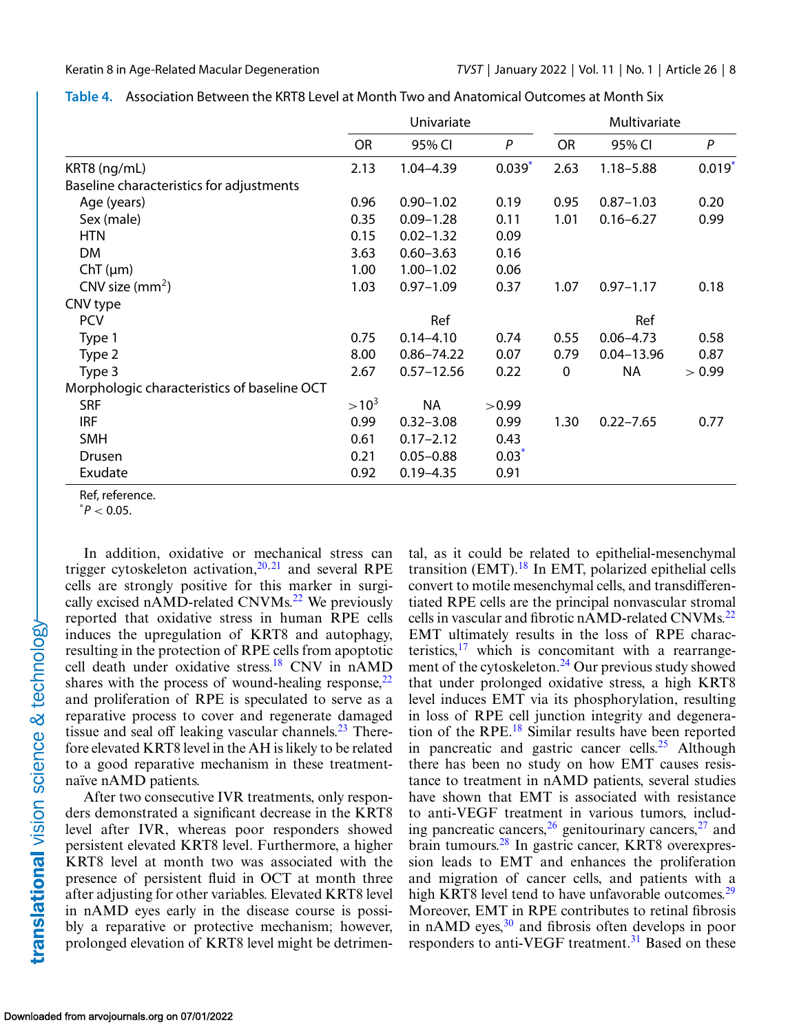**Table 4.** Association Between the KRT8 Level at Month Two and Anatomical Outcomes at Month Six

| | Univariate | | | Multivariate | | |
|---|---|---|---|---|---|---|
| | OR | 95% CI | P | OR | 95% CI | P |
| KRT8 (ng/mL) | 2.13 | 1.04–4.39 | 0.039* | 2.63 | 1.18–5.88 | 0.019* |
| Baseline characteristics for adjustments | | | | | | |
| Age (years) | 0.96 | 0.90–1.02 | 0.19 | 0.95 | 0.87–1.03 | 0.20 |
| Sex (male) | 0.35 | 0.09–1.28 | 0.11 | 1.01 | 0.16–6.27 | 0.99 |
| HTN | 0.15 | 0.02–1.32 | 0.09 | | | |
| DM | 3.63 | 0.60–3.63 | 0.16 | | | |
| ChT (μm) | 1.00 | 1.00–1.02 | 0.06 | | | |
| CNV size ($mm^2$) | 1.03 | 0.97–1.09 | 0.37 | 1.07 | 0.97–1.17 | 0.18 |
| CNV type | | | | | | |
| PCV | | Ref | | | Ref | |
| Type 1 | 0.75 | 0.14–4.10 | 0.74 | 0.55 | 0.06–4.73 | 0.58 |
| Type 2 | 8.00 | 0.86–74.22 | 0.07 | 0.79 | 0.04–13.96 | 0.87 |
| Type 3 | 2.67 | 0.57–12.56 | 0.22 | 0 | NA | > 0.99 |
| Morphologic characteristics of baseline OCT | | | | | | |
| SRF | $>10^3$ | NA | >0.99 | | | |
| IRF | 0.99 | 0.32–3.08 | 0.99 | 1.30 | 0.22–7.65 | 0.77 |
| SMH | 0.61 | 0.17–2.12 | 0.43 | | | |
| Drusen | 0.21 | 0.05–0.88 | 0.03* | | | |
| Exudate | 0.92 | 0.19–4.35 | 0.91 | | | |

Ref, reference.
*$P < 0.05$.

In addition, oxidative or mechanical stress can trigger cytoskeleton activation,[20,21] and several RPE cells are strongly positive for this marker in surgically excised nAMD-related CNVMs.[22] We previously reported that oxidative stress in human RPE cells induces the upregulation of KRT8 and autophagy, resulting in the protection of RPE cells from apoptotic cell death under oxidative stress.[18] CNV in nAMD shares with the process of wound-healing response,[22] and proliferation of RPE is speculated to serve as a reparative process to cover and regenerate damaged tissue and seal off leaking vascular channels.[23] Therefore elevated KRT8 level in the AH is likely to be related to a good reparative mechanism in these treatment-naïve nAMD patients.

After two consecutive IVR treatments, only responders demonstrated a significant decrease in the KRT8 level after IVR, whereas poor responders showed persistent elevated KRT8 level. Furthermore, a higher KRT8 level at month two was associated with the presence of persistent fluid in OCT at month three after adjusting for other variables. Elevated KRT8 level in nAMD eyes early in the disease course is possibly a reparative or protective mechanism; however, prolonged elevation of KRT8 level might be detrimental, as it could be related to epithelial-mesenchymal transition (EMT).[18] In EMT, polarized epithelial cells convert to motile mesenchymal cells, and transdifferentiated RPE cells are the principal nonvascular stromal cells in vascular and fibrotic nAMD-related CNVMs.[22] EMT ultimately results in the loss of RPE characteristics,[17] which is concomitant with a rearrangement of the cytoskeleton.[24] Our previous study showed that under prolonged oxidative stress, a high KRT8 level induces EMT via its phosphorylation, resulting in loss of RPE cell junction integrity and degeneration of the RPE.[18] Similar results have been reported in pancreatic and gastric cancer cells.[25] Although there has been no study on how EMT causes resistance to treatment in nAMD patients, several studies have shown that EMT is associated with resistance to anti-VEGF treatment in various tumors, including pancreatic cancers,[26] genitourinary cancers,[27] and brain tumours.[28] In gastric cancer, KRT8 overexpression leads to EMT and enhances the proliferation and migration of cancer cells, and patients with a high KRT8 level tend to have unfavorable outcomes.[29] Moreover, EMT in RPE contributes to retinal fibrosis in nAMD eyes,[30] and fibrosis often develops in poor responders to anti-VEGF treatment.[31] Based on these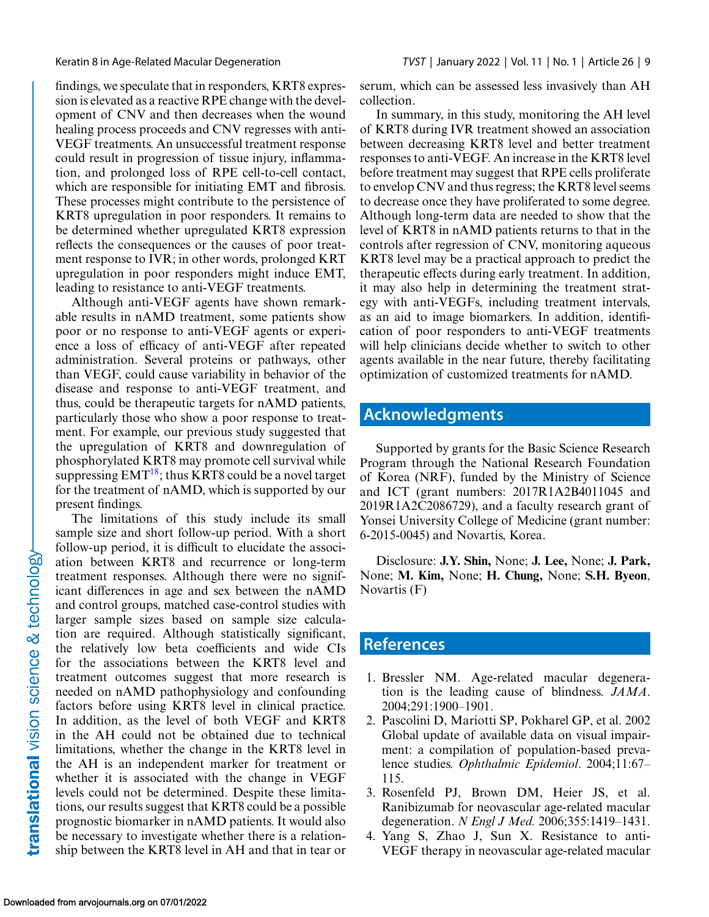findings, we speculate that in responders, KRT8 expression is elevated as a reactive RPE change with the development of CNV and then decreases when the wound healing process proceeds and CNV regresses with anti-VEGF treatments. An unsuccessful treatment response could result in progression of tissue injury, inflammation, and prolonged loss of RPE cell-to-cell contact, which are responsible for initiating EMT and fibrosis. These processes might contribute to the persistence of KRT8 upregulation in poor responders. It remains to be determined whether upregulated KRT8 expression reflects the consequences or the causes of poor treatment response to IVR; in other words, prolonged KRT upregulation in poor responders might induce EMT, leading to resistance to anti-VEGF treatments.

Although anti-VEGF agents have shown remarkable results in nAMD treatment, some patients show poor or no response to anti-VEGF agents or experience a loss of efficacy of anti-VEGF after repeated administration. Several proteins or pathways, other than VEGF, could cause variability in behavior of the disease and response to anti-VEGF treatment, and thus, could be therapeutic targets for nAMD patients, particularly those who show a poor response to treatment. For example, our previous study suggested that the upregulation of KRT8 and downregulation of phosphorylated KRT8 may promote cell survival while suppressing EMT[18]; thus KRT8 could be a novel target for the treatment of nAMD, which is supported by our present findings.

The limitations of this study include its small sample size and short follow-up period. With a short follow-up period, it is difficult to elucidate the association between KRT8 and recurrence or long-term treatment responses. Although there were no significant differences in age and sex between the nAMD and control groups, matched case-control studies with larger sample sizes based on sample size calculation are required. Although statistically significant, the relatively low beta coefficients and wide CIs for the associations between the KRT8 level and treatment outcomes suggest that more research is needed on nAMD pathophysiology and confounding factors before using KRT8 level in clinical practice. In addition, as the level of both VEGF and KRT8 in the AH could not be obtained due to technical limitations, whether the change in the KRT8 level in the AH is an independent marker for treatment or whether it is associated with the change in VEGF levels could not be determined. Despite these limitations, our results suggest that KRT8 could be a possible prognostic biomarker in nAMD patients. It would also be necessary to investigate whether there is a relationship between the KRT8 level in AH and that in tear or serum, which can be assessed less invasively than AH collection.

In summary, in this study, monitoring the AH level of KRT8 during IVR treatment showed an association between decreasing KRT8 level and better treatment responses to anti-VEGF. An increase in the KRT8 level before treatment may suggest that RPE cells proliferate to envelop CNV and thus regress; the KRT8 level seems to decrease once they have proliferated to some degree. Although long-term data are needed to show that the level of KRT8 in nAMD patients returns to that in the controls after regression of CNV, monitoring aqueous KRT8 level may be a practical approach to predict the therapeutic effects during early treatment. In addition, it may also help in determining the treatment strategy with anti-VEGFs, including treatment intervals, as an aid to image biomarkers. In addition, identification of poor responders to anti-VEGF treatments will help clinicians decide whether to switch to other agents available in the near future, thereby facilitating optimization of customized treatments for nAMD.

## Acknowledgments

Supported by grants for the Basic Science Research Program through the National Research Foundation of Korea (NRF), funded by the Ministry of Science and ICT (grant numbers: 2017R1A2B4011045 and 2019R1A2C2086729), and a faculty research grant of Yonsei University College of Medicine (grant number: 6-2015-0045) and Novartis, Korea.

Disclosure: **J.Y. Shin,** None; **J. Lee,** None; **J. Park,** None; **M. Kim,** None; **H. Chung,** None; **S.H. Byeon**, Novartis (F)

## References

1. Bressler NM. Age-related macular degeneration is the leading cause of blindness. *JAMA*. 2004;291:1900–1901.
2. Pascolini D, Mariotti SP, Pokharel GP, et al. 2002 Global update of available data on visual impairment: a compilation of population-based prevalence studies. *Ophthalmic Epidemiol*. 2004;11:67–115.
3. Rosenfeld PJ, Brown DM, Heier JS, et al. Ranibizumab for neovascular age-related macular degeneration. *N Engl J Med.* 2006;355:1419–1431.
4. Yang S, Zhao J, Sun X. Resistance to anti-VEGF therapy in neovascular age-related macular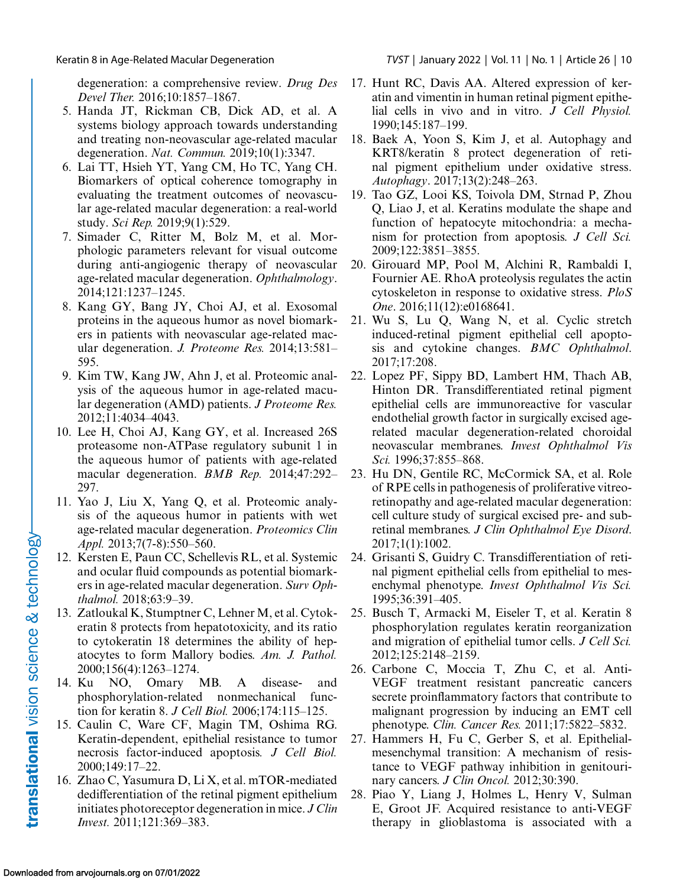degeneration: a comprehensive review. *Drug Des Devel Ther.* 2016;10:1857–1867.

5. Handa JT, Rickman CB, Dick AD, et al. A systems biology approach towards understanding and treating non-neovascular age-related macular degeneration. *Nat. Commun.* 2019;10(1):3347.
6. Lai TT, Hsieh YT, Yang CM, Ho TC, Yang CH. Biomarkers of optical coherence tomography in evaluating the treatment outcomes of neovascular age-related macular degeneration: a real-world study. *Sci Rep.* 2019;9(1):529.
7. Simader C, Ritter M, Bolz M, et al. Morphologic parameters relevant for visual outcome during anti-angiogenic therapy of neovascular age-related macular degeneration. *Ophthalmology*. 2014;121:1237–1245.
8. Kang GY, Bang JY, Choi AJ, et al. Exosomal proteins in the aqueous humor as novel biomarkers in patients with neovascular age-related macular degeneration. *J. Proteome Res.* 2014;13:581–595.
9. Kim TW, Kang JW, Ahn J, et al. Proteomic analysis of the aqueous humor in age-related macular degeneration (AMD) patients. *J Proteome Res.* 2012;11:4034–4043.
10. Lee H, Choi AJ, Kang GY, et al. Increased 26S proteasome non-ATPase regulatory subunit 1 in the aqueous humor of patients with age-related macular degeneration. *BMB Rep.* 2014;47:292–297.
11. Yao J, Liu X, Yang Q, et al. Proteomic analysis of the aqueous humor in patients with wet age-related macular degeneration. *Proteomics Clin Appl.* 2013;7(7-8):550–560.
12. Kersten E, Paun CC, Schellevis RL, et al. Systemic and ocular fluid compounds as potential biomarkers in age-related macular degeneration. *Surv Ophthalmol.* 2018;63:9–39.
13. Zatloukal K, Stumptner C, Lehner M, et al. Cytokeratin 8 protects from hepatotoxicity, and its ratio to cytokeratin 18 determines the ability of hepatocytes to form Mallory bodies. *Am. J. Pathol.* 2000;156(4):1263–1274.
14. Ku NO, Omary MB. A disease- and phosphorylation-related nonmechanical function for keratin 8. *J Cell Biol.* 2006;174:115–125.
15. Caulin C, Ware CF, Magin TM, Oshima RG. Keratin-dependent, epithelial resistance to tumor necrosis factor-induced apoptosis. *J Cell Biol.* 2000;149:17–22.
16. Zhao C, Yasumura D, Li X, et al. mTOR-mediated dedifferentiation of the retinal pigment epithelium initiates photoreceptor degeneration in mice. *J Clin Invest.* 2011;121:369–383.
17. Hunt RC, Davis AA. Altered expression of keratin and vimentin in human retinal pigment epithelial cells in vivo and in vitro. *J Cell Physiol.* 1990;145:187–199.
18. Baek A, Yoon S, Kim J, et al. Autophagy and KRT8/keratin 8 protect degeneration of retinal pigment epithelium under oxidative stress. *Autophagy*. 2017;13(2):248–263.
19. Tao GZ, Looi KS, Toivola DM, Strnad P, Zhou Q, Liao J, et al. Keratins modulate the shape and function of hepatocyte mitochondria: a mechanism for protection from apoptosis. *J Cell Sci.* 2009;122:3851–3855.
20. Girouard MP, Pool M, Alchini R, Rambaldi I, Fournier AE. RhoA proteolysis regulates the actin cytoskeleton in response to oxidative stress. *PloS One*. 2016;11(12):e0168641.
21. Wu S, Lu Q, Wang N, et al. Cyclic stretch induced-retinal pigment epithelial cell apoptosis and cytokine changes. *BMC Ophthalmol.* 2017;17:208.
22. Lopez PF, Sippy BD, Lambert HM, Thach AB, Hinton DR. Transdifferentiated retinal pigment epithelial cells are immunoreactive for vascular endothelial growth factor in surgically excised age-related macular degeneration-related choroidal neovascular membranes. *Invest Ophthalmol Vis Sci.* 1996;37:855–868.
23. Hu DN, Gentile RC, McCormick SA, et al. Role of RPE cells in pathogenesis of proliferative vitreoretinopathy and age-related macular degeneration: cell culture study of surgical excised pre- and subretinal membranes. *J Clin Ophthalmol Eye Disord.* 2017;1(1):1002.
24. Grisanti S, Guidry C. Transdifferentiation of retinal pigment epithelial cells from epithelial to mesenchymal phenotype. *Invest Ophthalmol Vis Sci.* 1995;36:391–405.
25. Busch T, Armacki M, Eiseler T, et al. Keratin 8 phosphorylation regulates keratin reorganization and migration of epithelial tumor cells. *J Cell Sci.* 2012;125:2148–2159.
26. Carbone C, Moccia T, Zhu C, et al. Anti-VEGF treatment resistant pancreatic cancers secrete proinflammatory factors that contribute to malignant progression by inducing an EMT cell phenotype. *Clin. Cancer Res.* 2011;17:5822–5832.
27. Hammers H, Fu C, Gerber S, et al. Epithelial-mesenchymal transition: A mechanism of resistance to VEGF pathway inhibition in genitourinary cancers. *J Clin Oncol.* 2012;30:390.
28. Piao Y, Liang J, Holmes L, Henry V, Sulman E, Groot JF. Acquired resistance to anti-VEGF therapy in glioblastoma is associated with a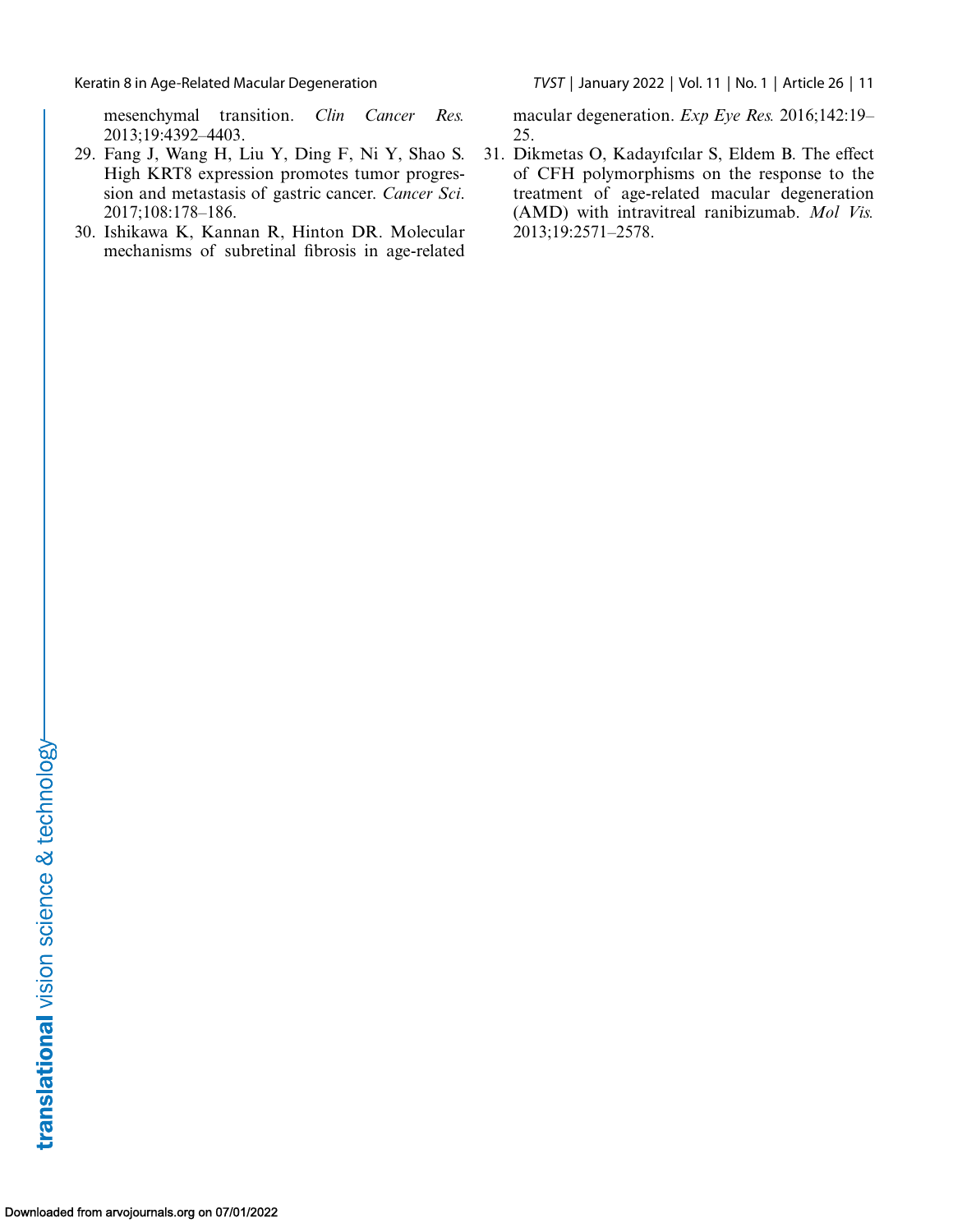mesenchymal transition. *Clin Cancer Res.* 2013;19:4392–4403.

29. Fang J, Wang H, Liu Y, Ding F, Ni Y, Shao S. High KRT8 expression promotes tumor progression and metastasis of gastric cancer. *Cancer Sci*. 2017;108:178–186.
30. Ishikawa K, Kannan R, Hinton DR. Molecular mechanisms of subretinal fibrosis in age-related macular degeneration. *Exp Eye Res.* 2016;142:19–25.
31. Dikmetas O, Kadayıfcılar S, Eldem B. The effect of CFH polymorphisms on the response to the treatment of age-related macular degeneration (AMD) with intravitreal ranibizumab. *Mol Vis.* 2013;19:2571–2578.